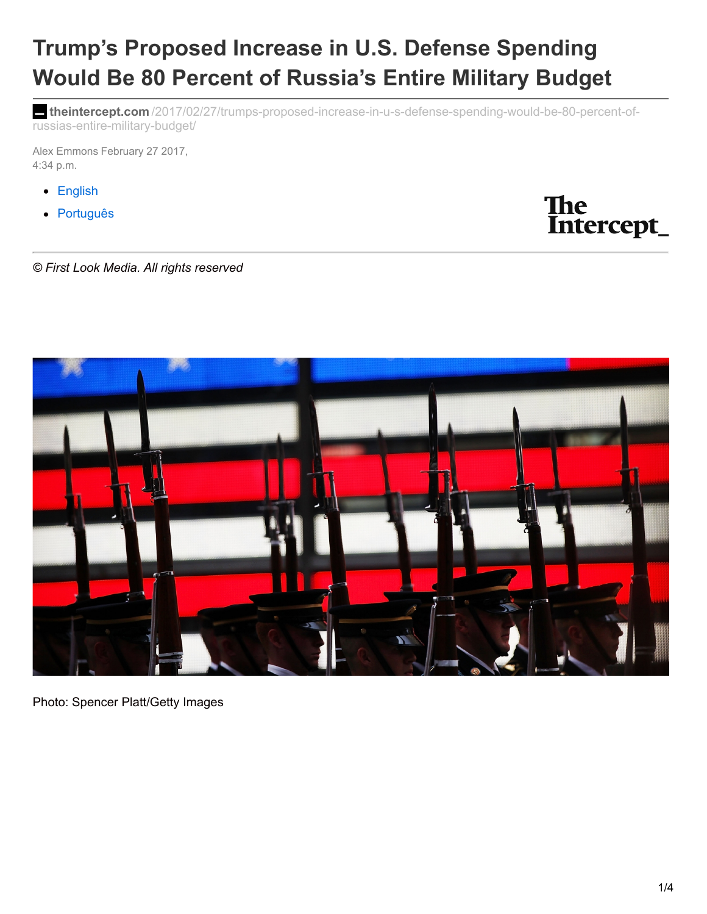# Trump's Proposed Increase in U.S. Defense Spending Would Be 80 Percent of Russia's Entire Military Budget

**theintercept.com**/2017/02/27/trumps-proposed-increase-in-u-s-defense-spending-would-be-80-percent-of-russias-entire-military-budget/

Alex Emmons February 27 2017, 4:34 p.m.

- English
- Português

*© First Look Media. All rights reserved*

Photo: Spencer Platt/Getty Images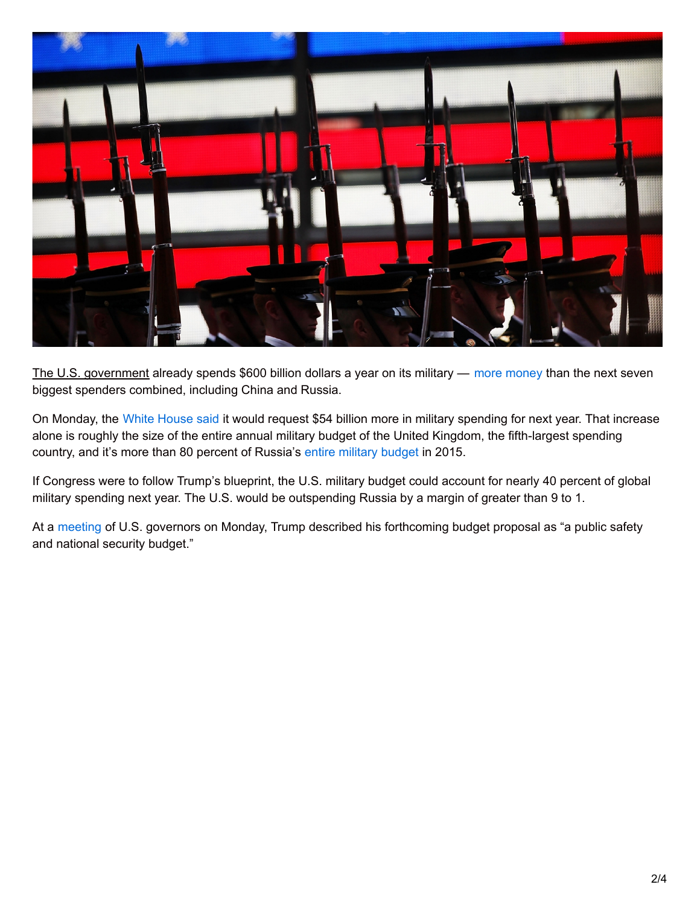The U.S. government already spends $600 billion dollars a year on its military — more money than the next seven biggest spenders combined, including China and Russia.

On Monday, the White House said it would request $54 billion more in military spending for next year. That increase alone is roughly the size of the entire annual military budget of the United Kingdom, the fifth-largest spending country, and it's more than 80 percent of Russia's entire military budget in 2015.

If Congress were to follow Trump's blueprint, the U.S. military budget could account for nearly 40 percent of global military spending next year. The U.S. would be outspending Russia by a margin of greater than 9 to 1.

At a meeting of U.S. governors on Monday, Trump described his forthcoming budget proposal as "a public safety and national security budget."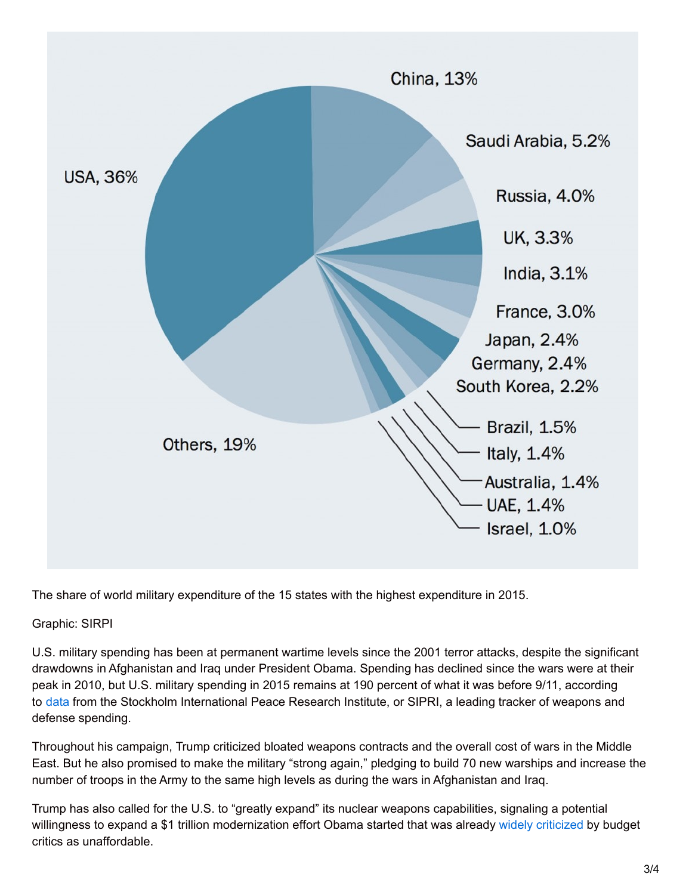USA, 36%

China, 13%

Saudi Arabia, 5.2%

Russia, 4.0%

UK, 3.3%

India, 3.1%

France, 3.0%

Japan, 2.4%

Germany, 2.4%

South Korea, 2.2%

Brazil, 1.5%

Italy, 1.4%

Australia, 1.4%

UAE, 1.4%

Israel, 1.0%

Others, 19%

The share of world military expenditure of the 15 states with the highest expenditure in 2015.

Graphic: SIRPI

U.S. military spending has been at permanent wartime levels since the 2001 terror attacks, despite the significant drawdowns in Afghanistan and Iraq under President Obama. Spending has declined since the wars were at their peak in 2010, but U.S. military spending in 2015 remains at 190 percent of what it was before 9/11, according to data from the Stockholm International Peace Research Institute, or SIPRI, a leading tracker of weapons and defense spending.

Throughout his campaign, Trump criticized bloated weapons contracts and the overall cost of wars in the Middle East. But he also promised to make the military "strong again," pledging to build 70 new warships and increase the number of troops in the Army to the same high levels as during the wars in Afghanistan and Iraq.

Trump has also called for the U.S. to "greatly expand" its nuclear weapons capabilities, signaling a potential willingness to expand a $1 trillion modernization effort Obama started that was already widely criticized by budget critics as unaffordable.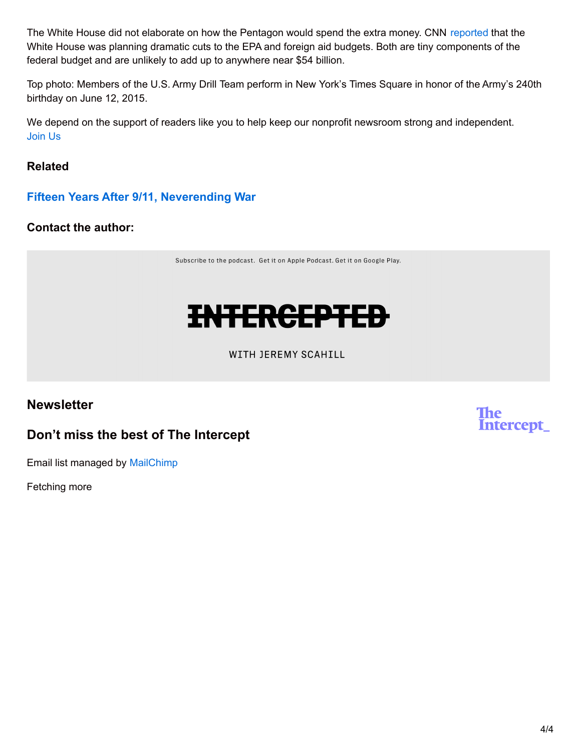The White House did not elaborate on how the Pentagon would spend the extra money. CNN reported that the White House was planning dramatic cuts to the EPA and foreign aid budgets. Both are tiny components of the federal budget and are unlikely to add up to anywhere near $54 billion.

Top photo: Members of the U.S. Army Drill Team perform in New York's Times Square in honor of the Army's 240th birthday on June 12, 2015.

We depend on the support of readers like you to help keep our nonprofit newsroom strong and independent.
Join Us

### Related

**Fifteen Years After 9/11, Neverending War**

### Contact the author:

Subscribe to the podcast. Get it on Apple Podcast. Get it on Google Play.

**INTERCEPTED**

WITH JEREMY SCAHILL

### Newsletter

The Intercept_

### Don't miss the best of The Intercept

Email list managed by MailChimp

Fetching more